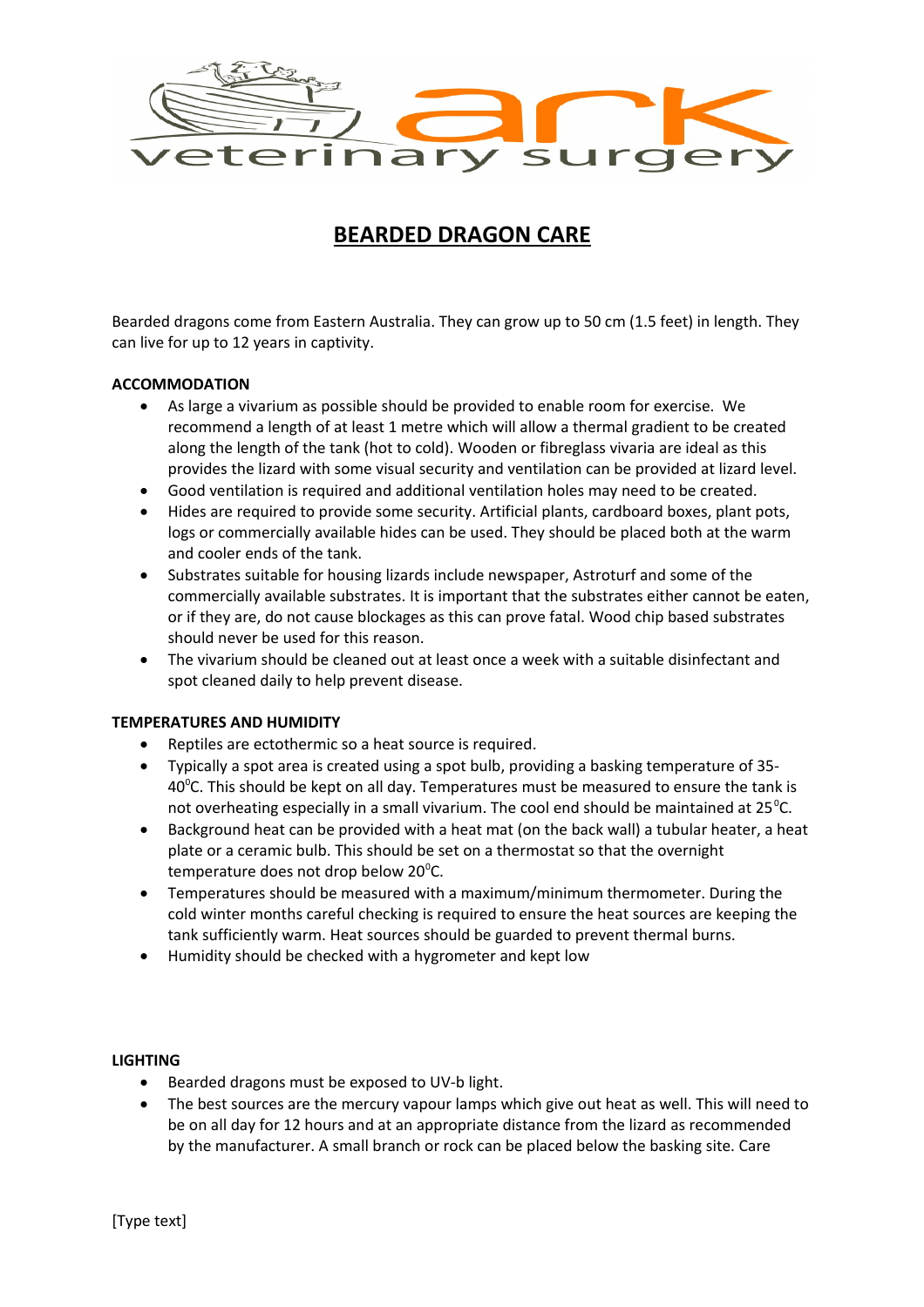ark veterinary surgery

# BEARDED DRAGON CARE

Bearded dragons come from Eastern Australia. They can grow up to 50 cm (1.5 feet) in length. They can live for up to 12 years in captivity.

**ACCOMMODATION**

- As large a vivarium as possible should be provided to enable room for exercise. We recommend a length of at least 1 metre which will allow a thermal gradient to be created along the length of the tank (hot to cold). Wooden or fibreglass vivaria are ideal as this provides the lizard with some visual security and ventilation can be provided at lizard level.
- Good ventilation is required and additional ventilation holes may need to be created.
- Hides are required to provide some security. Artificial plants, cardboard boxes, plant pots, logs or commercially available hides can be used. They should be placed both at the warm and cooler ends of the tank.
- Substrates suitable for housing lizards include newspaper, Astroturf and some of the commercially available substrates. It is important that the substrates either cannot be eaten, or if they are, do not cause blockages as this can prove fatal. Wood chip based substrates should never be used for this reason.
- The vivarium should be cleaned out at least once a week with a suitable disinfectant and spot cleaned daily to help prevent disease.

**TEMPERATURES AND HUMIDITY**

- Reptiles are ectothermic so a heat source is required.
- Typically a spot area is created using a spot bulb, providing a basking temperature of 35-40$^0$C. This should be kept on all day. Temperatures must be measured to ensure the tank is not overheating especially in a small vivarium. The cool end should be maintained at 25$^0$C.
- Background heat can be provided with a heat mat (on the back wall) a tubular heater, a heat plate or a ceramic bulb. This should be set on a thermostat so that the overnight temperature does not drop below 20$^0$C.
- Temperatures should be measured with a maximum/minimum thermometer. During the cold winter months careful checking is required to ensure the heat sources are keeping the tank sufficiently warm. Heat sources should be guarded to prevent thermal burns.
- Humidity should be checked with a hygrometer and kept low

**LIGHTING**

- Bearded dragons must be exposed to UV-b light.
- The best sources are the mercury vapour lamps which give out heat as well. This will need to be on all day for 12 hours and at an appropriate distance from the lizard as recommended by the manufacturer. A small branch or rock can be placed below the basking site. Care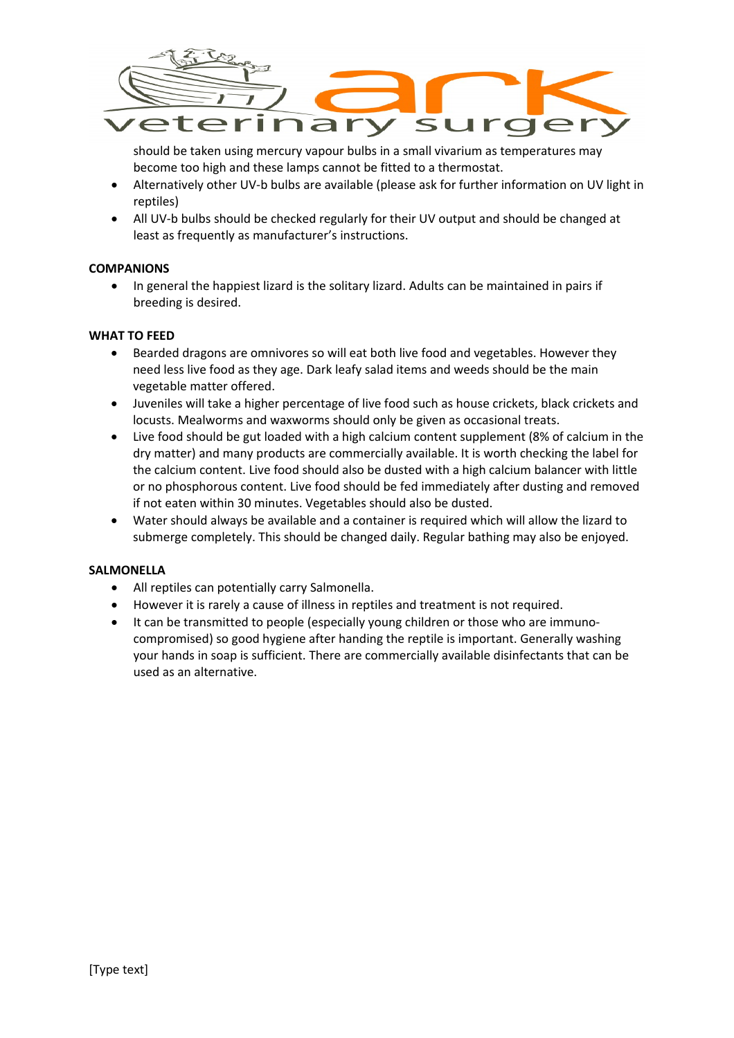should be taken using mercury vapour bulbs in a small vivarium as temperatures may become too high and these lamps cannot be fitted to a thermostat.

- Alternatively other UV-b bulbs are available (please ask for further information on UV light in reptiles)
- All UV-b bulbs should be checked regularly for their UV output and should be changed at least as frequently as manufacturer's instructions.

**COMPANIONS**

- In general the happiest lizard is the solitary lizard. Adults can be maintained in pairs if breeding is desired.

**WHAT TO FEED**

- Bearded dragons are omnivores so will eat both live food and vegetables. However they need less live food as they age. Dark leafy salad items and weeds should be the main vegetable matter offered.
- Juveniles will take a higher percentage of live food such as house crickets, black crickets and locusts. Mealworms and waxworms should only be given as occasional treats.
- Live food should be gut loaded with a high calcium content supplement (8% of calcium in the dry matter) and many products are commercially available. It is worth checking the label for the calcium content. Live food should also be dusted with a high calcium balancer with little or no phosphorous content. Live food should be fed immediately after dusting and removed if not eaten within 30 minutes. Vegetables should also be dusted.
- Water should always be available and a container is required which will allow the lizard to submerge completely. This should be changed daily. Regular bathing may also be enjoyed.

**SALMONELLA**

- All reptiles can potentially carry Salmonella.
- However it is rarely a cause of illness in reptiles and treatment is not required.
- It can be transmitted to people (especially young children or those who are immuno-compromised) so good hygiene after handing the reptile is important. Generally washing your hands in soap is sufficient. There are commercially available disinfectants that can be used as an alternative.

[Type text]